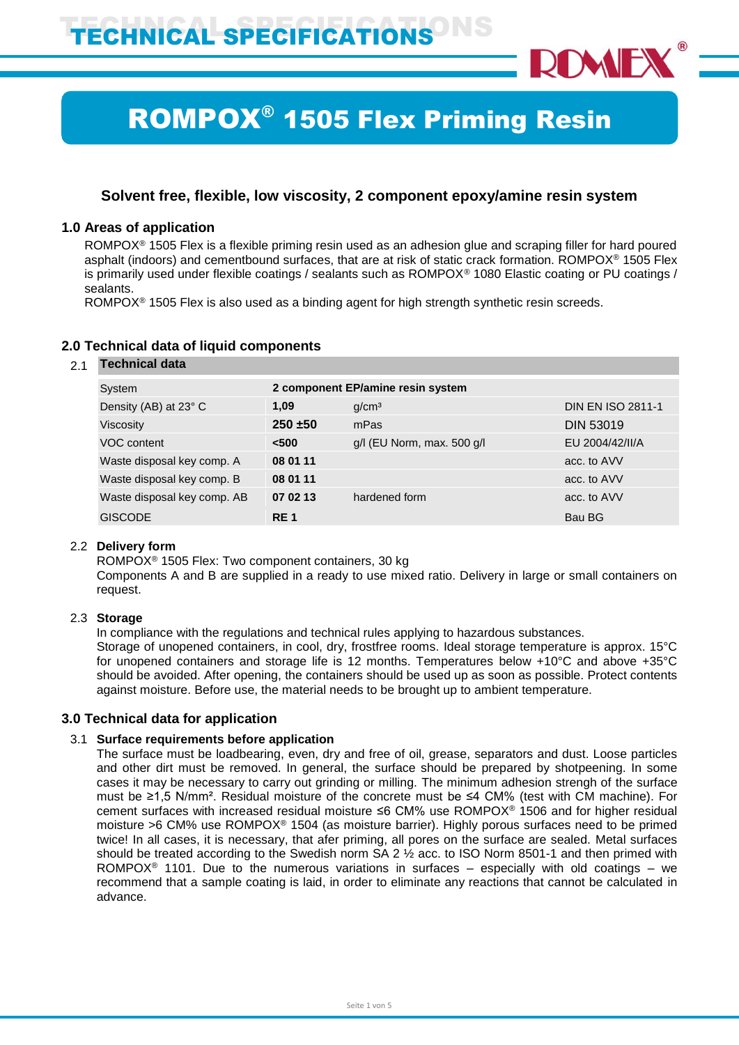# TECHNICAL SPECIFICATIONS

# ROMPOX® 1505 Flex Priming Resin

### Solvent free, flexible, low viscosity, 2 component epoxy/amine resin system

## 1.0 Areas of application

ROMPOX® 1505 Flex is a flexible priming resin used as an adhesion glue and scraping filler for hard poured asphalt (indoors) and cementbound surfaces, that are at risk of static crack formation. ROMPOX® 1505 Flex is primarily used under flexible coatings / sealants such as ROMPOX® 1080 Elastic coating or PU coatings / sealants.

ROMPOX® 1505 Flex is also used as a binding agent for high strength synthetic resin screeds.

## 2.0 Technical data of liquid components

### 2.1 Technical data

| | | | |
|---|---|---|---|
| System | **2 component EP/amine resin system** | | |
| Density (AB) at 23° C | **1,09** | g/cm³ | DIN EN ISO 2811-1 |
| Viscosity | **250 ±50** | mPas | DIN 53019 |
| VOC content | **<500** | g/l (EU Norm, max. 500 g/l | EU 2004/42/II/A |
| Waste disposal key comp. A | **08 01 11** | | acc. to AVV |
| Waste disposal key comp. B | **08 01 11** | | acc. to AVV |
| Waste disposal key comp. AB | **07 02 13** | hardened form | acc. to AVV |
| GISCODE | **RE 1** | | Bau BG |

### 2.2 Delivery form

ROMPOX® 1505 Flex: Two component containers, 30 kg

Components A and B are supplied in a ready to use mixed ratio. Delivery in large or small containers on request.

### 2.3 Storage

In compliance with the regulations and technical rules applying to hazardous substances.

Storage of unopened containers, in cool, dry, frostfree rooms. Ideal storage temperature is approx. 15°C for unopened containers and storage life is 12 months. Temperatures below +10°C and above +35°C should be avoided. After opening, the containers should be used up as soon as possible. Protect contents against moisture. Before use, the material needs to be brought up to ambient temperature.

## 3.0 Technical data for application

### 3.1 Surface requirements before application

The surface must be loadbearing, even, dry and free of oil, grease, separators and dust. Loose particles and other dirt must be removed. In general, the surface should be prepared by shotpeening. In some cases it may be necessary to carry out grinding or milling. The minimum adhesion strengh of the surface must be ≥1,5 N/mm². Residual moisture of the concrete must be ≤4 CM% (test with CM machine). For cement surfaces with increased residual moisture ≤6 CM% use ROMPOX® 1506 and for higher residual moisture >6 CM% use ROMPOX® 1504 (as moisture barrier). Highly porous surfaces need to be primed twice! In all cases, it is necessary, that afer priming, all pores on the surface are sealed. Metal surfaces should be treated according to the Swedish norm SA 2 ½ acc. to ISO Norm 8501-1 and then primed with ROMPOX® 1101. Due to the numerous variations in surfaces – especially with old coatings – we recommend that a sample coating is laid, in order to eliminate any reactions that cannot be calculated in advance.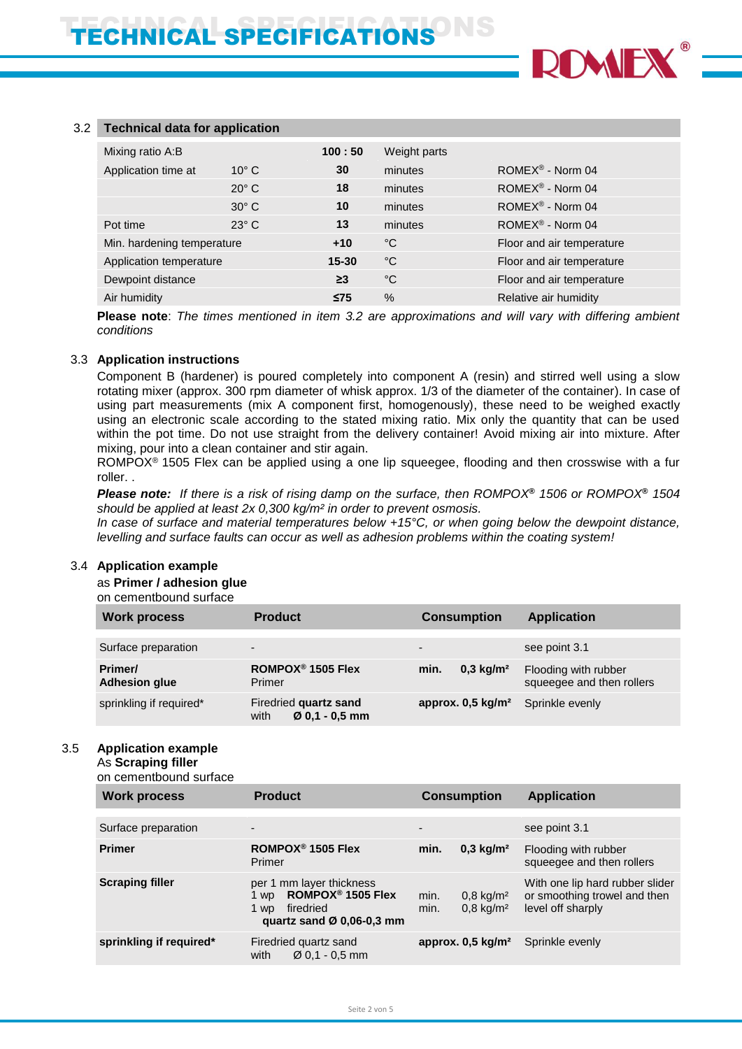# TECHNICAL SPECIFICATIONS

## 3.2 Technical data for application

| | | | | |
|---|---|---|---|---|
| Mixing ratio A:B | | **100 : 50** | Weight parts | |
| Application time at | 10° C | **30** | minutes | ROMEX® - Norm 04 |
| | 20° C | **18** | minutes | ROMEX® - Norm 04 |
| | 30° C | **10** | minutes | ROMEX® - Norm 04 |
| Pot time | 23° C | **13** | minutes | ROMEX® - Norm 04 |
| Min. hardening temperature | | **+10** | °C | Floor and air temperature |
| Application temperature | | **15-30** | °C | Floor and air temperature |
| Dewpoint distance | | **≥3** | °C | Floor and air temperature |
| Air humidity | | **≤75** | % | Relative air humidity |

**Please note**: *The times mentioned in item 3.2 are approximations and will vary with differing ambient conditions*

## 3.3 Application instructions

Component B (hardener) is poured completely into component A (resin) and stirred well using a slow rotating mixer (approx. 300 rpm diameter of whisk approx. 1/3 of the diameter of the container). In case of using part measurements (mix A component first, homogenously), these need to be weighed exactly using an electronic scale according to the stated mixing ratio. Mix only the quantity that can be used within the pot time. Do not use straight from the delivery container! Avoid mixing air into mixture. After mixing, pour into a clean container and stir again.
ROMPOX® 1505 Flex can be applied using a one lip squeegee, flooding and then crosswise with a fur roller. .

***Please note:*** *If there is a risk of rising damp on the surface, then ROMPOX® 1506 or ROMPOX® 1504 should be applied at least 2x 0,300 kg/m² in order to prevent osmosis.*
*In case of surface and material temperatures below +15°C, or when going below the dewpoint distance, levelling and surface faults can occur as well as adhesion problems within the coating system!*

## 3.4 Application example

as **Primer / adhesion glue**
on cementbound surface

| Work process | Product | Consumption | Application |
|---|---|---|---|
| Surface preparation | - | - | see point 3.1 |
| **Primer/ Adhesion glue** | **ROMPOX® 1505 Flex** Primer | **min. 0,3 kg/m²** | Flooding with rubber squeegee and then rollers |
| sprinkling if required* | **Firedried quartz sand** with **Ø 0,1 - 0,5 mm** | **approx. 0,5 kg/m²** | Sprinkle evenly |

## 3.5 Application example

As **Scraping filler**
on cementbound surface

| Work process | Product | Consumption | Application |
|---|---|---|---|
| Surface preparation | - | - | see point 3.1 |
| **Primer** | **ROMPOX® 1505 Flex** Primer | **min. 0,3 kg/m²** | Flooding with rubber squeegee and then rollers |
| **Scraping filler** | per 1 mm layer thickness<br>1 wp **ROMPOX® 1505 Flex**<br>1 wp firedried **quartz sand Ø 0,06-0,3 mm** | min. 0,8 kg/m²<br>min. 0,8 kg/m² | With one lip hard rubber slider or smoothing trowel and then level off sharply |
| **sprinkling if required*** | Firedried quartz sand with Ø 0,1 - 0,5 mm | **approx. 0,5 kg/m²** | Sprinkle evenly |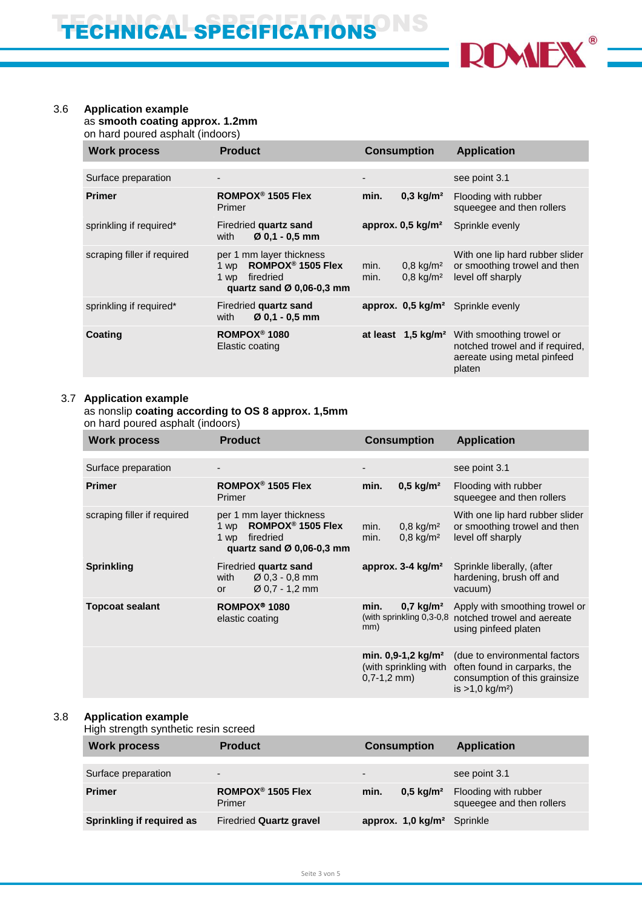# TECHNICAL SPECIFICATIONS

### 3.6 Application example

as **smooth coating approx. 1.2mm**
on hard poured asphalt (indoors)

| Work process | Product | Consumption | Application |
|---|---|---|---|
| Surface preparation | - | - | see point 3.1 |
| **Primer** | **ROMPOX® 1505 Flex** Primer | **min. 0,3 kg/m²** | Flooding with rubber squeegee and then rollers |
| sprinkling if required* | Firedried **quartz sand** with **Ø 0,1 - 0,5 mm** | **approx. 0,5 kg/m²** | Sprinkle evenly |
| scraping filler if required | per 1 mm layer thickness<br>1 wp **ROMPOX® 1505 Flex**<br>1 wp firedried **quartz sand Ø 0,06-0,3 mm** | min. 0,8 kg/m²<br>min. 0,8 kg/m² | With one lip hard rubber slider or smoothing trowel and then level off sharply |
| sprinkling if required* | Firedried **quartz sand** with **Ø 0,1 - 0,5 mm** | **approx. 0,5 kg/m²** | Sprinkle evenly |
| **Coating** | **ROMPOX® 1080** Elastic coating | **at least 1,5 kg/m²** | With smoothing trowel or notched trowel and if required, aereate using metal pinfeed platen |

### 3.7 Application example

as nonslip **coating according to OS 8 approx. 1,5mm**
on hard poured asphalt (indoors)

| Work process | Product | Consumption | Application |
|---|---|---|---|
| Surface preparation | - | - | see point 3.1 |
| **Primer** | **ROMPOX® 1505 Flex** Primer | **min. 0,5 kg/m²** | Flooding with rubber squeegee and then rollers |
| scraping filler if required | per 1 mm layer thickness<br>1 wp **ROMPOX® 1505 Flex**<br>1 wp firedried **quartz sand Ø 0,06-0,3 mm** | min. 0,8 kg/m²<br>min. 0,8 kg/m² | With one lip hard rubber slider or smoothing trowel and then level off sharply |
| **Sprinkling** | Firedried **quartz sand**<br>with Ø 0,3 - 0,8 mm<br>or Ø 0,7 - 1,2 mm | **approx. 3-4 kg/m²** | Sprinkle liberally, (after hardening, brush off and vacuum) |
| **Topcoat sealant** | **ROMPOX® 1080** elastic coating | **min. 0,7 kg/m²** (with sprinkling 0,3-0,8 mm) | Apply with smoothing trowel or notched trowel and aereate using pinfeed platen |
| | | **min. 0,9-1,2 kg/m²** (with sprinkling with 0,7-1,2 mm) | (due to environmental factors often found in carparks, the consumption of this grainsize is >1,0 kg/m²) |

### 3.8 Application example

High strength synthetic resin screed

| Work process | Product | Consumption | Application |
|---|---|---|---|
| Surface preparation | - | - | see point 3.1 |
| **Primer** | **ROMPOX® 1505 Flex** Primer | **min. 0,5 kg/m²** | Flooding with rubber squeegee and then rollers |
| **Sprinkling if required as** | Firedried **Quartz gravel** | **approx. 1,0 kg/m²** | Sprinkle |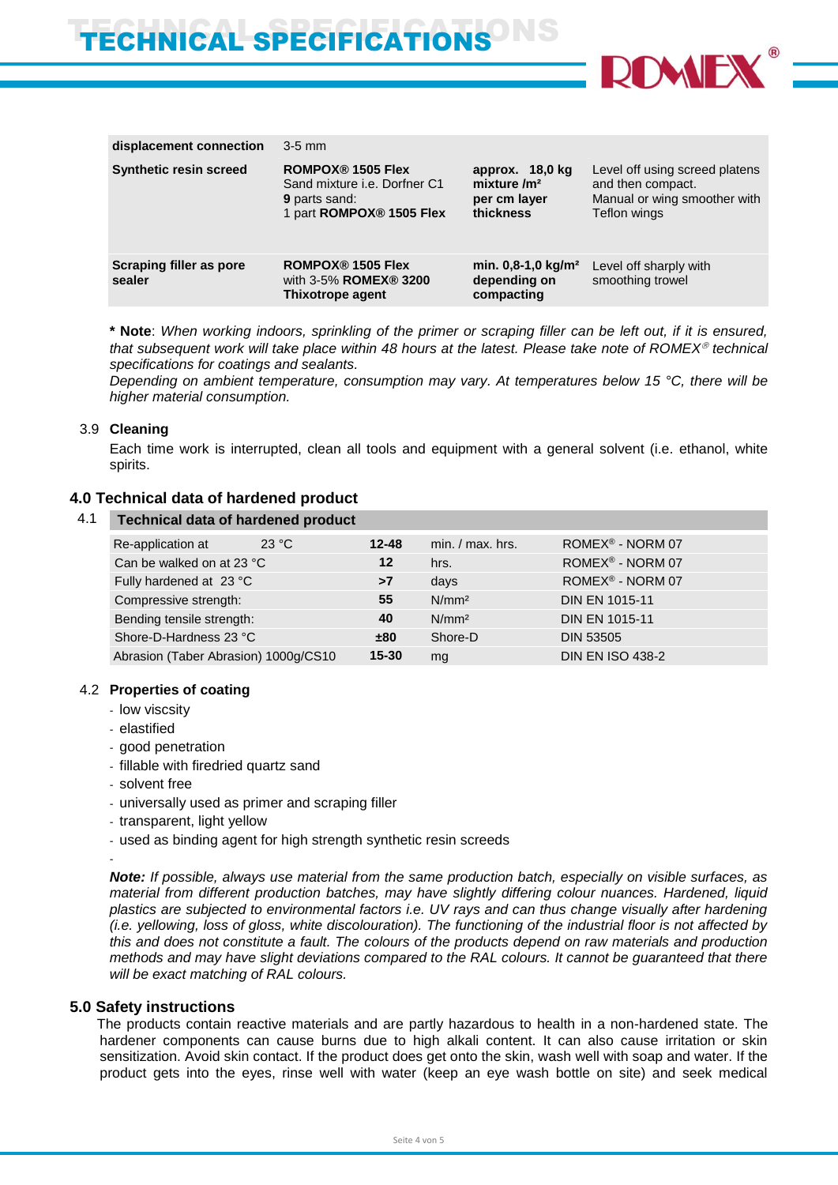| displacement connection | 3-5 mm | | |
|---|---|---|---|
| **Synthetic resin screed** | **ROMPOX® 1505 Flex** Sand mixture i.e. Dorfner C1 **9** parts sand: 1 part **ROMPOX® 1505 Flex** | **approx. 18,0 kg mixture /m² per cm layer thickness** | Level off using screed platens and then compact. Manual or wing smoother with Teflon wings |
| **Scraping filler as pore sealer** | **ROMPOX® 1505 Flex** with 3-5% **ROMEX® 3200 Thixotrope agent** | **min. 0,8-1,0 kg/m² depending on compacting** | Level off sharply with smoothing trowel |

**\* Note**: *When working indoors, sprinkling of the primer or scraping filler can be left out, if it is ensured, that subsequent work will take place within 48 hours at the latest. Please take note of ROMEX® technical specifications for coatings and sealants.*
*Depending on ambient temperature, consumption may vary. At temperatures below 15 °C, there will be higher material consumption.*

### 3.9 Cleaning

Each time work is interrupted, clean all tools and equipment with a general solvent (i.e. ethanol, white spirits.

## 4.0 Technical data of hardened product

### 4.1 Technical data of hardened product

| | | | |
|---|---|---|---|
| Re-application at 23 °C | **12-48** | min. / max. hrs. | ROMEX® - NORM 07 |
| Can be walked on at 23 °C | **12** | hrs. | ROMEX® - NORM 07 |
| Fully hardened at 23 °C | **>7** | days | ROMEX® - NORM 07 |
| Compressive strength: | **55** | N/mm² | DIN EN 1015-11 |
| Bending tensile strength: | **40** | N/mm² | DIN EN 1015-11 |
| Shore-D-Hardness 23 °C | **±80** | Shore-D | DIN 53505 |
| Abrasion (Taber Abrasion) 1000g/CS10 | **15-30** | mg | DIN EN ISO 438-2 |

### 4.2 Properties of coating

- low viscsity
- elastified
- good penetration
- fillable with firedried quartz sand
- solvent free
- universally used as primer and scraping filler
- transparent, light yellow
- used as binding agent for high strength synthetic resin screeds
-

***Note:** If possible, always use material from the same production batch, especially on visible surfaces, as material from different production batches, may have slightly differing colour nuances. Hardened, liquid plastics are subjected to environmental factors i.e. UV rays and can thus change visually after hardening (i.e. yellowing, loss of gloss, white discolouration). The functioning of the industrial floor is not affected by this and does not constitute a fault. The colours of the products depend on raw materials and production methods and may have slight deviations compared to the RAL colours. It cannot be guaranteed that there will be exact matching of RAL colours.*

## 5.0 Safety instructions

The products contain reactive materials and are partly hazardous to health in a non-hardened state. The hardener components can cause burns due to high alkali content. It can also cause irritation or skin sensitization. Avoid skin contact. If the product does get onto the skin, wash well with soap and water. If the product gets into the eyes, rinse well with water (keep an eye wash bottle on site) and seek medical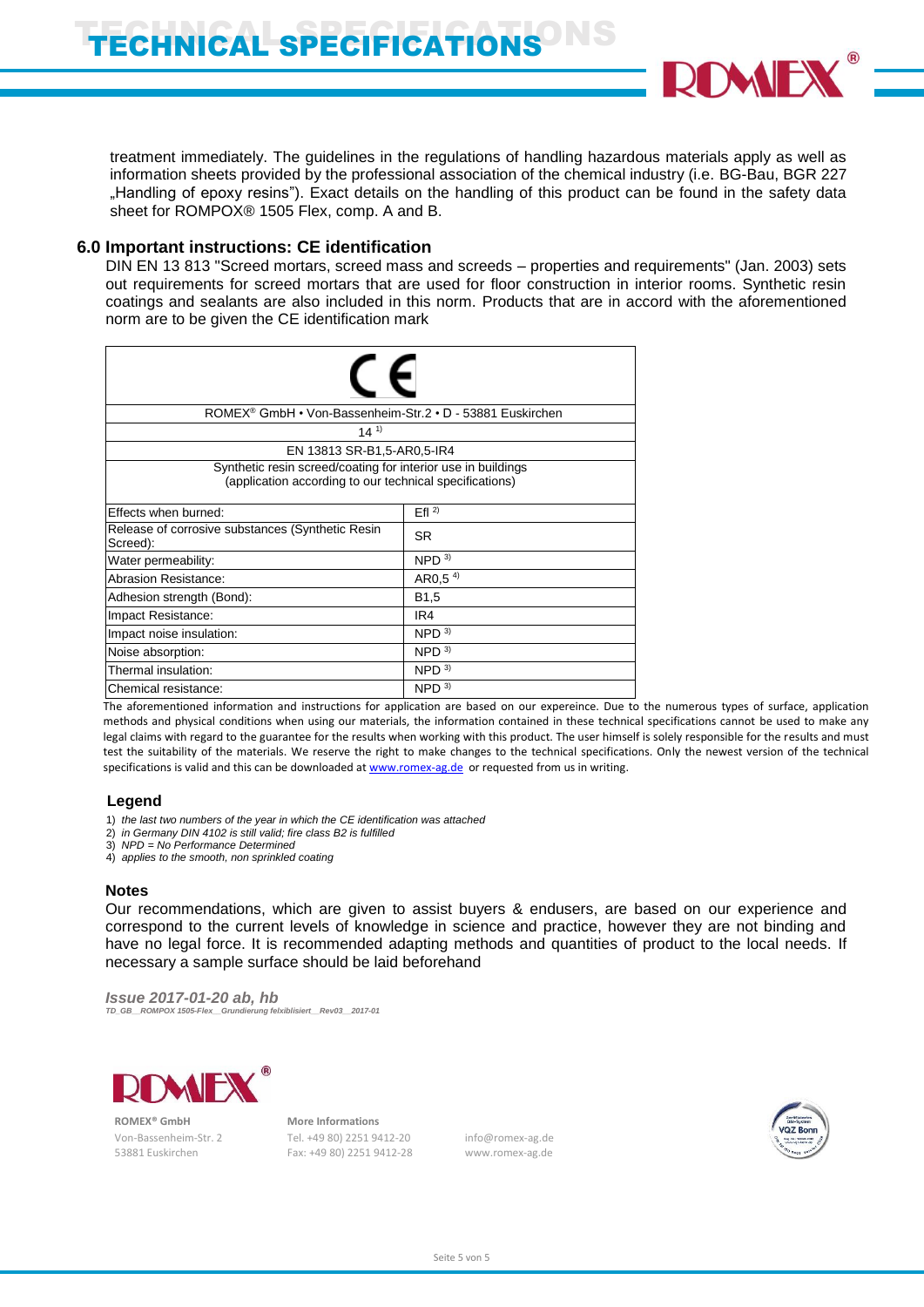treatment immediately. The guidelines in the regulations of handling hazardous materials apply as well as information sheets provided by the professional association of the chemical industry (i.e. BG-Bau, BGR 227 „Handling of epoxy resins"). Exact details on the handling of this product can be found in the safety data sheet for ROMPOX® 1505 Flex, comp. A and B.

## 6.0 Important instructions: CE identification

DIN EN 13 813 "Screed mortars, screed mass and screeds – properties and requirements" (Jan. 2003) sets out requirements for screed mortars that are used for floor construction in interior rooms. Synthetic resin coatings and sealants are also included in this norm. Products that are in accord with the aforementioned norm are to be given the CE identification mark

| CE | |
|---|---|
| ROMEX® GmbH • Von-Bassenheim-Str.2 • D - 53881 Euskirchen | |
| 14 [1] | |
| EN 13813 SR-B1,5-AR0,5-IR4 | |
| Synthetic resin screed/coating for interior use in buildings (application according to our technical specifications) | |
| Effects when burned: | Efl [2] |
| Release of corrosive substances (Synthetic Resin Screed): | SR |
| Water permeability: | NPD [3] |
| Abrasion Resistance: | AR0,5 [4] |
| Adhesion strength (Bond): | B1,5 |
| Impact Resistance: | IR4 |
| Impact noise insulation: | NPD [3] |
| Noise absorption: | NPD [3] |
| Thermal insulation: | NPD [3] |
| Chemical resistance: | NPD [3] |

The aforementioned information and instructions for application are based on our expereince. Due to the numerous types of surface, application methods and physical conditions when using our materials, the information contained in these technical specifications cannot be used to make any legal claims with regard to the guarantee for the results when working with this product. The user himself is solely responsible for the results and must test the suitability of the materials. We reserve the right to make changes to the technical specifications. Only the newest version of the technical specifications is valid and this can be downloaded at www.romex-ag.de or requested from us in writing.

### Legend

1) *the last two numbers of the year in which the CE identification was attached*
2) *in Germany DIN 4102 is still valid; fire class B2 is fulfilled*
3) *NPD = No Performance Determined*
4) *applies to the smooth, non sprinkled coating*

### Notes

Our recommendations, which are given to assist buyers & endusers, are based on our experience and correspond to the current levels of knowledge in science and practice, however they are not binding and have no legal force. It is recommended adapting methods and quantities of product to the local needs. If necessary a sample surface should be laid beforehand

***Issue 2017-01-20 ab, hb***
*TD_GB__ROMPOX 1505-Flex__Grundierung felxiblisiert__Rev03__2017-01*

**ROMEX® GmbH**
Von-Bassenheim-Str. 2
53881 Euskirchen

**More Informations**
Tel. +49 80) 2251 9412-20
Fax: +49 80) 2251 9412-28

info@romex-ag.de
www.romex-ag.de